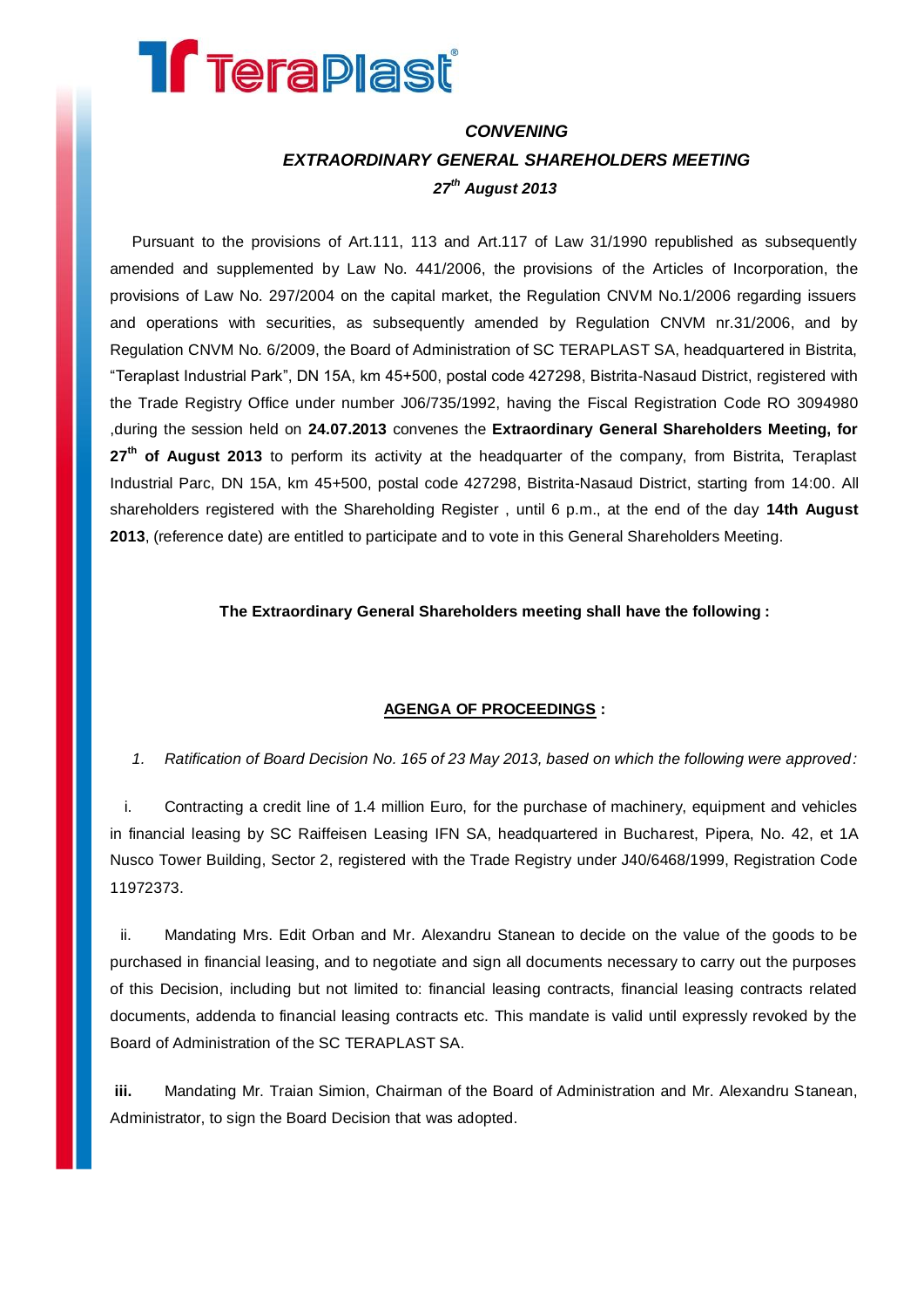TeraPlast

# *CONVENING*
# *EXTRAORDINARY GENERAL SHAREHOLDERS MEETING*
## *27th August 2013*

Pursuant to the provisions of Art.111, 113 and Art.117 of Law 31/1990 republished as subsequently amended and supplemented by Law No. 441/2006, the provisions of the Articles of Incorporation, the provisions of Law No. 297/2004 on the capital market, the Regulation CNVM No.1/2006 regarding issuers and operations with securities, as subsequently amended by Regulation CNVM nr.31/2006, and by Regulation CNVM No. 6/2009, the Board of Administration of SC TERAPLAST SA, headquartered in Bistrita, "Teraplast Industrial Park", DN 15A, km 45+500, postal code 427298, Bistrita-Nasaud District, registered with the Trade Registry Office under number J06/735/1992, having the Fiscal Registration Code RO 3094980 ,during the session held on **24.07.2013** convenes the **Extraordinary General Shareholders Meeting, for 27th of August 2013** to perform its activity at the headquarter of the company, from Bistrita, Teraplast Industrial Parc, DN 15A, km 45+500, postal code 427298, Bistrita-Nasaud District, starting from 14:00. All shareholders registered with the Shareholding Register , until 6 p.m., at the end of the day **14th August 2013**, (reference date) are entitled to participate and to vote in this General Shareholders Meeting.

**The Extraordinary General Shareholders meeting shall have the following :**

**AGENGA OF PROCEEDINGS :**

1. *Ratification of Board Decision No. 165 of 23 May 2013, based on which the following were approved:*

i. Contracting a credit line of 1.4 million Euro, for the purchase of machinery, equipment and vehicles in financial leasing by SC Raiffeisen Leasing IFN SA, headquartered in Bucharest, Pipera, No. 42, et 1A Nusco Tower Building, Sector 2, registered with the Trade Registry under J40/6468/1999, Registration Code 11972373.

ii. Mandating Mrs. Edit Orban and Mr. Alexandru Stanean to decide on the value of the goods to be purchased in financial leasing, and to negotiate and sign all documents necessary to carry out the purposes of this Decision, including but not limited to: financial leasing contracts, financial leasing contracts related documents, addenda to financial leasing contracts etc. This mandate is valid until expressly revoked by the Board of Administration of the SC TERAPLAST SA.

**iii.** Mandating Mr. Traian Simion, Chairman of the Board of Administration and Mr. Alexandru Stanean, Administrator, to sign the Board Decision that was adopted.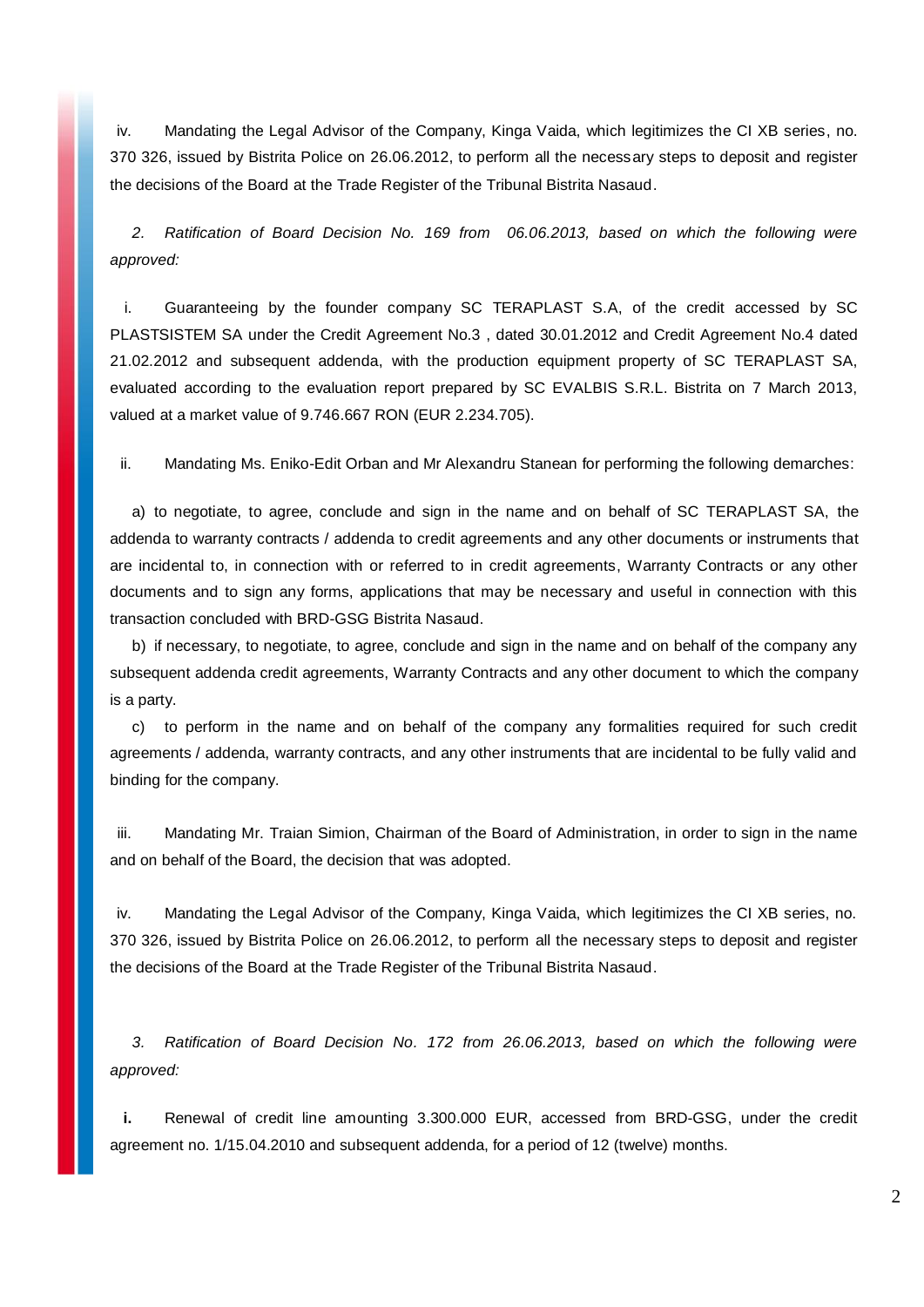iv. Mandating the Legal Advisor of the Company, Kinga Vaida, which legitimizes the CI XB series, no. 370 326, issued by Bistrita Police on 26.06.2012, to perform all the necessary steps to deposit and register the decisions of the Board at the Trade Register of the Tribunal Bistrita Nasaud.

*2. Ratification of Board Decision No. 169 from 06.06.2013, based on which the following were approved:*

i. Guaranteeing by the founder company SC TERAPLAST S.A, of the credit accessed by SC PLASTSISTEM SA under the Credit Agreement No.3 , dated 30.01.2012 and Credit Agreement No.4 dated 21.02.2012 and subsequent addenda, with the production equipment property of SC TERAPLAST SA, evaluated according to the evaluation report prepared by SC EVALBIS S.R.L. Bistrita on 7 March 2013, valued at a market value of 9.746.667 RON (EUR 2.234.705).

ii. Mandating Ms. Eniko-Edit Orban and Mr Alexandru Stanean for performing the following demarches:

a) to negotiate, to agree, conclude and sign in the name and on behalf of SC TERAPLAST SA, the addenda to warranty contracts / addenda to credit agreements and any other documents or instruments that are incidental to, in connection with or referred to in credit agreements, Warranty Contracts or any other documents and to sign any forms, applications that may be necessary and useful in connection with this transaction concluded with BRD-GSG Bistrita Nasaud.

b) if necessary, to negotiate, to agree, conclude and sign in the name and on behalf of the company any subsequent addenda credit agreements, Warranty Contracts and any other document to which the company is a party.

c) to perform in the name and on behalf of the company any formalities required for such credit agreements / addenda, warranty contracts, and any other instruments that are incidental to be fully valid and binding for the company.

iii. Mandating Mr. Traian Simion, Chairman of the Board of Administration, in order to sign in the name and on behalf of the Board, the decision that was adopted.

iv. Mandating the Legal Advisor of the Company, Kinga Vaida, which legitimizes the CI XB series, no. 370 326, issued by Bistrita Police on 26.06.2012, to perform all the necessary steps to deposit and register the decisions of the Board at the Trade Register of the Tribunal Bistrita Nasaud.

*3. Ratification of Board Decision No. 172 from 26.06.2013, based on which the following were approved:*

**i.** Renewal of credit line amounting 3.300.000 EUR, accessed from BRD-GSG, under the credit agreement no. 1/15.04.2010 and subsequent addenda, for a period of 12 (twelve) months.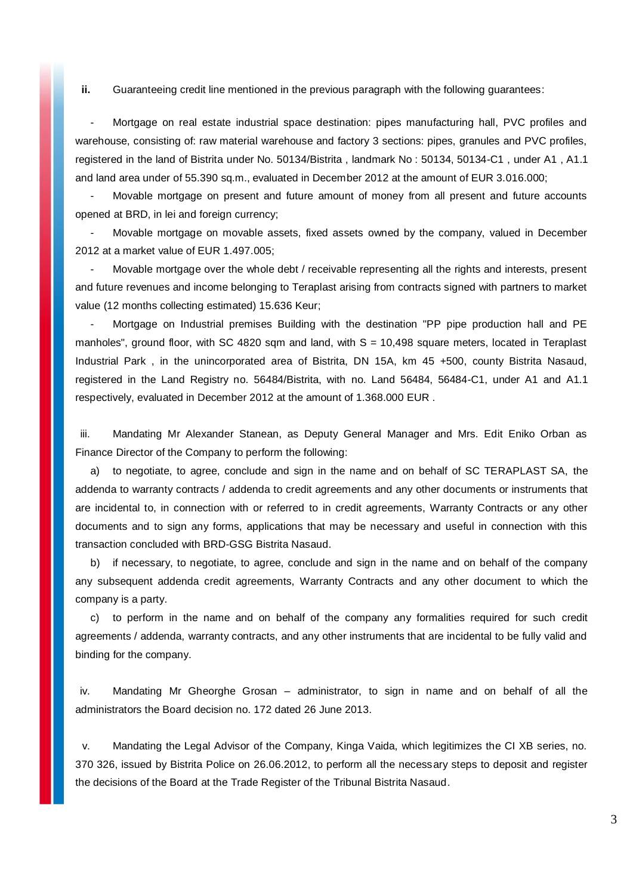**ii.** Guaranteeing credit line mentioned in the previous paragraph with the following guarantees:

- Mortgage on real estate industrial space destination: pipes manufacturing hall, PVC profiles and warehouse, consisting of: raw material warehouse and factory 3 sections: pipes, granules and PVC profiles, registered in the land of Bistrita under No. 50134/Bistrita , landmark No : 50134, 50134-C1 , under A1 , A1.1 and land area under of 55.390 sq.m., evaluated in December 2012 at the amount of EUR 3.016.000;
- Movable mortgage on present and future amount of money from all present and future accounts opened at BRD, in lei and foreign currency;
- Movable mortgage on movable assets, fixed assets owned by the company, valued in December 2012 at a market value of EUR 1.497.005;
- Movable mortgage over the whole debt / receivable representing all the rights and interests, present and future revenues and income belonging to Teraplast arising from contracts signed with partners to market value (12 months collecting estimated) 15.636 Keur;
- Mortgage on Industrial premises Building with the destination "PP pipe production hall and PE manholes", ground floor, with SC 4820 sqm and land, with S = 10,498 square meters, located in Teraplast Industrial Park , in the unincorporated area of Bistrita, DN 15A, km 45 +500, county Bistrita Nasaud, registered in the Land Registry no. 56484/Bistrita, with no. Land 56484, 56484-C1, under A1 and A1.1 respectively, evaluated in December 2012 at the amount of 1.368.000 EUR .

iii. Mandating Mr Alexander Stanean, as Deputy General Manager and Mrs. Edit Eniko Orban as Finance Director of the Company to perform the following:

a) to negotiate, to agree, conclude and sign in the name and on behalf of SC TERAPLAST SA, the addenda to warranty contracts / addenda to credit agreements and any other documents or instruments that are incidental to, in connection with or referred to in credit agreements, Warranty Contracts or any other documents and to sign any forms, applications that may be necessary and useful in connection with this transaction concluded with BRD-GSG Bistrita Nasaud.

b) if necessary, to negotiate, to agree, conclude and sign in the name and on behalf of the company any subsequent addenda credit agreements, Warranty Contracts and any other document to which the company is a party.

c) to perform in the name and on behalf of the company any formalities required for such credit agreements / addenda, warranty contracts, and any other instruments that are incidental to be fully valid and binding for the company.

iv. Mandating Mr Gheorghe Grosan – administrator, to sign in name and on behalf of all the administrators the Board decision no. 172 dated 26 June 2013.

v. Mandating the Legal Advisor of the Company, Kinga Vaida, which legitimizes the CI XB series, no. 370 326, issued by Bistrita Police on 26.06.2012, to perform all the necessary steps to deposit and register the decisions of the Board at the Trade Register of the Tribunal Bistrita Nasaud.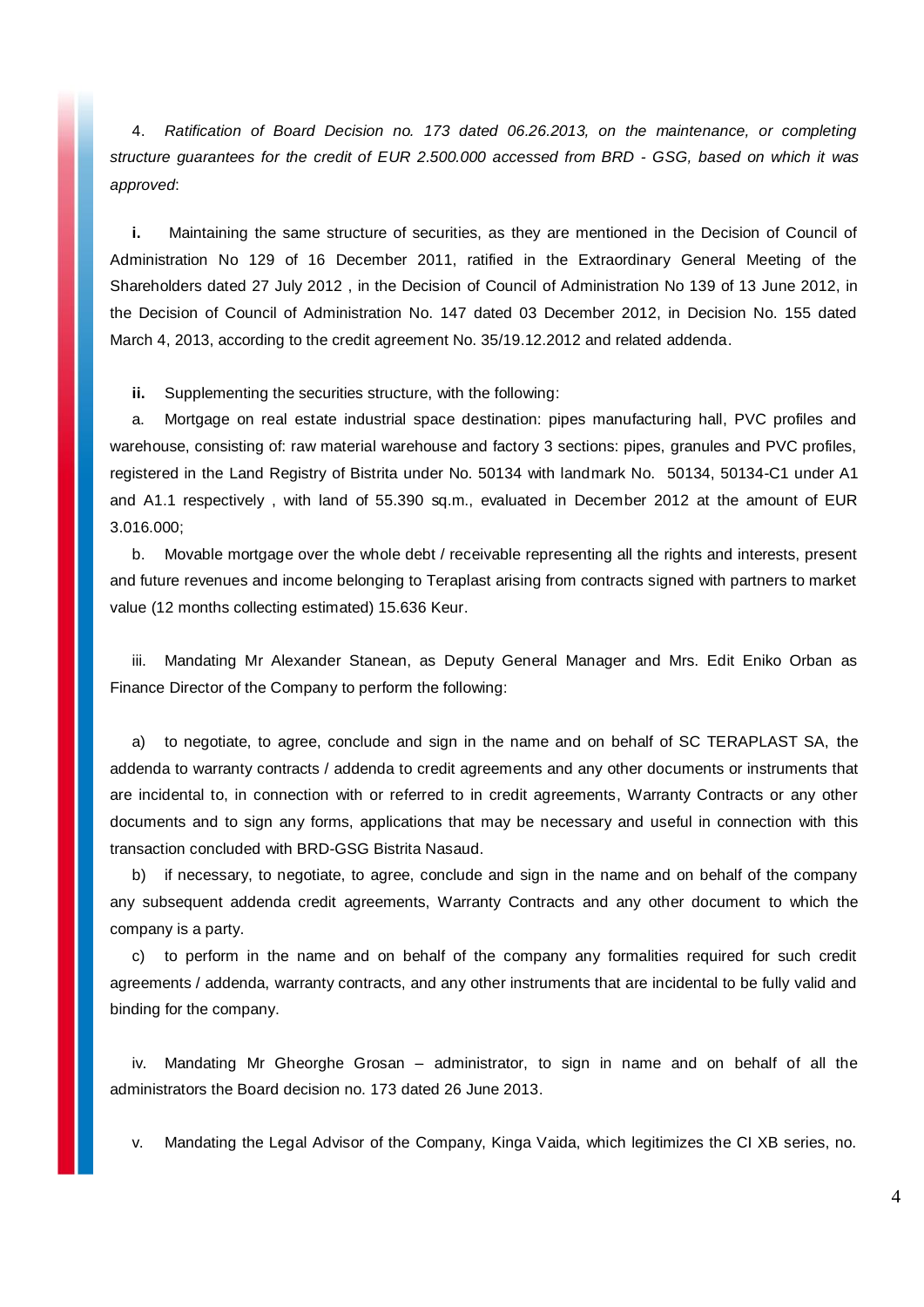4. *Ratification of Board Decision no. 173 dated 06.26.2013, on the maintenance, or completing structure guarantees for the credit of EUR 2.500.000 accessed from BRD - GSG, based on which it was approved*:

**i.** Maintaining the same structure of securities, as they are mentioned in the Decision of Council of Administration No 129 of 16 December 2011, ratified in the Extraordinary General Meeting of the Shareholders dated 27 July 2012 , in the Decision of Council of Administration No 139 of 13 June 2012, in the Decision of Council of Administration No. 147 dated 03 December 2012, in Decision No. 155 dated March 4, 2013, according to the credit agreement No. 35/19.12.2012 and related addenda.

**ii.** Supplementing the securities structure, with the following:

a. Mortgage on real estate industrial space destination: pipes manufacturing hall, PVC profiles and warehouse, consisting of: raw material warehouse and factory 3 sections: pipes, granules and PVC profiles, registered in the Land Registry of Bistrita under No. 50134 with landmark No. 50134, 50134-C1 under A1 and A1.1 respectively , with land of 55.390 sq.m., evaluated in December 2012 at the amount of EUR 3.016.000;

b. Movable mortgage over the whole debt / receivable representing all the rights and interests, present and future revenues and income belonging to Teraplast arising from contracts signed with partners to market value (12 months collecting estimated) 15.636 Keur.

iii. Mandating Mr Alexander Stanean, as Deputy General Manager and Mrs. Edit Eniko Orban as Finance Director of the Company to perform the following:

a) to negotiate, to agree, conclude and sign in the name and on behalf of SC TERAPLAST SA, the addenda to warranty contracts / addenda to credit agreements and any other documents or instruments that are incidental to, in connection with or referred to in credit agreements, Warranty Contracts or any other documents and to sign any forms, applications that may be necessary and useful in connection with this transaction concluded with BRD-GSG Bistrita Nasaud.

b) if necessary, to negotiate, to agree, conclude and sign in the name and on behalf of the company any subsequent addenda credit agreements, Warranty Contracts and any other document to which the company is a party.

c) to perform in the name and on behalf of the company any formalities required for such credit agreements / addenda, warranty contracts, and any other instruments that are incidental to be fully valid and binding for the company.

iv. Mandating Mr Gheorghe Grosan – administrator, to sign in name and on behalf of all the administrators the Board decision no. 173 dated 26 June 2013.

v. Mandating the Legal Advisor of the Company, Kinga Vaida, which legitimizes the CI XB series, no.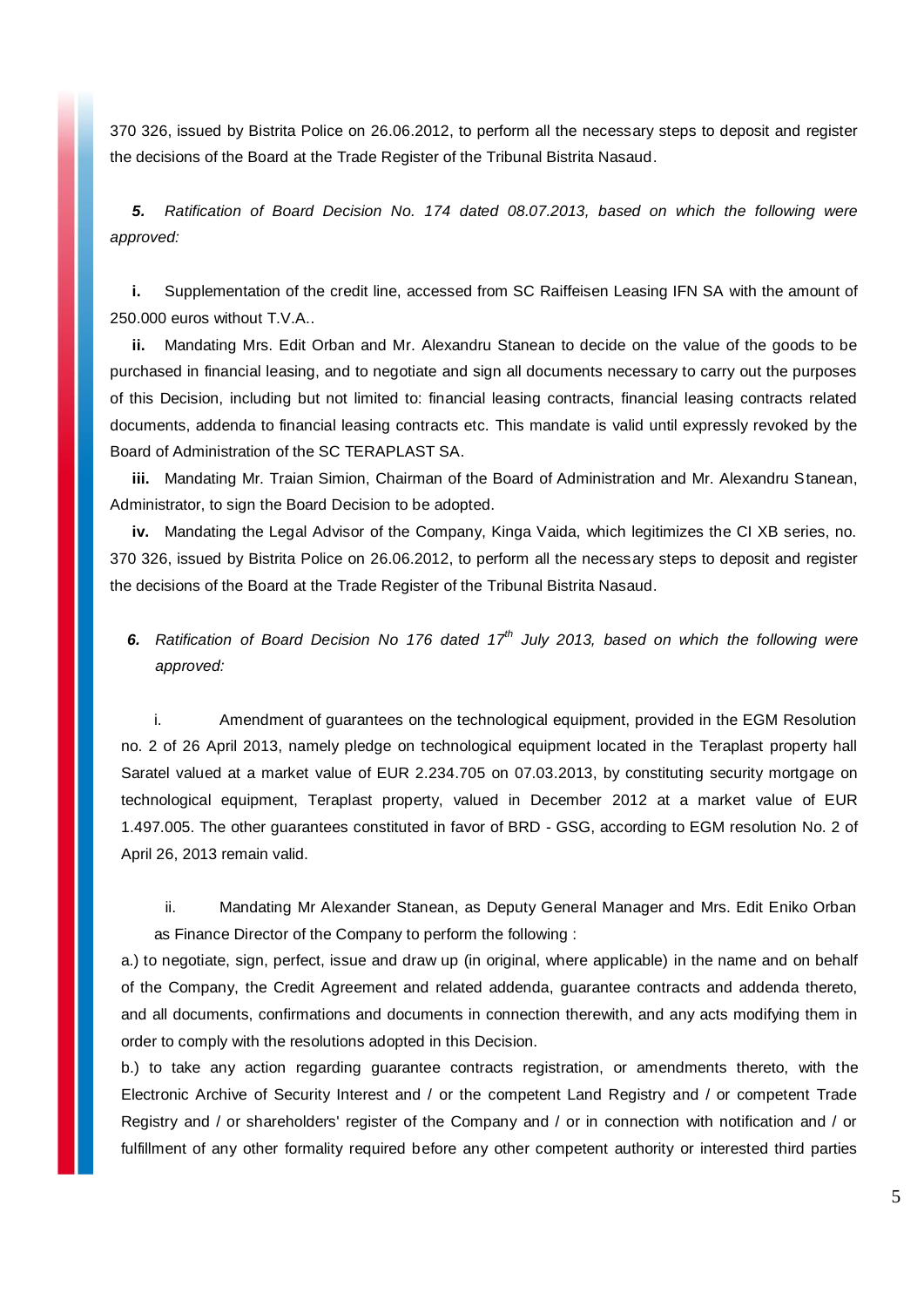370 326, issued by Bistrita Police on 26.06.2012, to perform all the necessary steps to deposit and register the decisions of the Board at the Trade Register of the Tribunal Bistrita Nasaud.

***5.*** *Ratification of Board Decision No. 174 dated 08.07.2013, based on which the following were approved:*

**i.** Supplementation of the credit line, accessed from SC Raiffeisen Leasing IFN SA with the amount of 250.000 euros without T.V.A..

**ii.** Mandating Mrs. Edit Orban and Mr. Alexandru Stanean to decide on the value of the goods to be purchased in financial leasing, and to negotiate and sign all documents necessary to carry out the purposes of this Decision, including but not limited to: financial leasing contracts, financial leasing contracts related documents, addenda to financial leasing contracts etc. This mandate is valid until expressly revoked by the Board of Administration of the SC TERAPLAST SA.

**iii.** Mandating Mr. Traian Simion, Chairman of the Board of Administration and Mr. Alexandru Stanean, Administrator, to sign the Board Decision to be adopted.

**iv.** Mandating the Legal Advisor of the Company, Kinga Vaida, which legitimizes the CI XB series, no. 370 326, issued by Bistrita Police on 26.06.2012, to perform all the necessary steps to deposit and register the decisions of the Board at the Trade Register of the Tribunal Bistrita Nasaud.

***6.*** *Ratification of Board Decision No 176 dated 17th July 2013, based on which the following were approved:*

i. Amendment of guarantees on the technological equipment, provided in the EGM Resolution no. 2 of 26 April 2013, namely pledge on technological equipment located in the Teraplast property hall Saratel valued at a market value of EUR 2.234.705 on 07.03.2013, by constituting security mortgage on technological equipment, Teraplast property, valued in December 2012 at a market value of EUR 1.497.005. The other guarantees constituted in favor of BRD - GSG, according to EGM resolution No. 2 of April 26, 2013 remain valid.

ii. Mandating Mr Alexander Stanean, as Deputy General Manager and Mrs. Edit Eniko Orban as Finance Director of the Company to perform the following :

a.) to negotiate, sign, perfect, issue and draw up (in original, where applicable) in the name and on behalf of the Company, the Credit Agreement and related addenda, guarantee contracts and addenda thereto, and all documents, confirmations and documents in connection therewith, and any acts modifying them in order to comply with the resolutions adopted in this Decision.

b.) to take any action regarding guarantee contracts registration, or amendments thereto, with the Electronic Archive of Security Interest and / or the competent Land Registry and / or competent Trade Registry and / or shareholders' register of the Company and / or in connection with notification and / or fulfillment of any other formality required before any other competent authority or interested third parties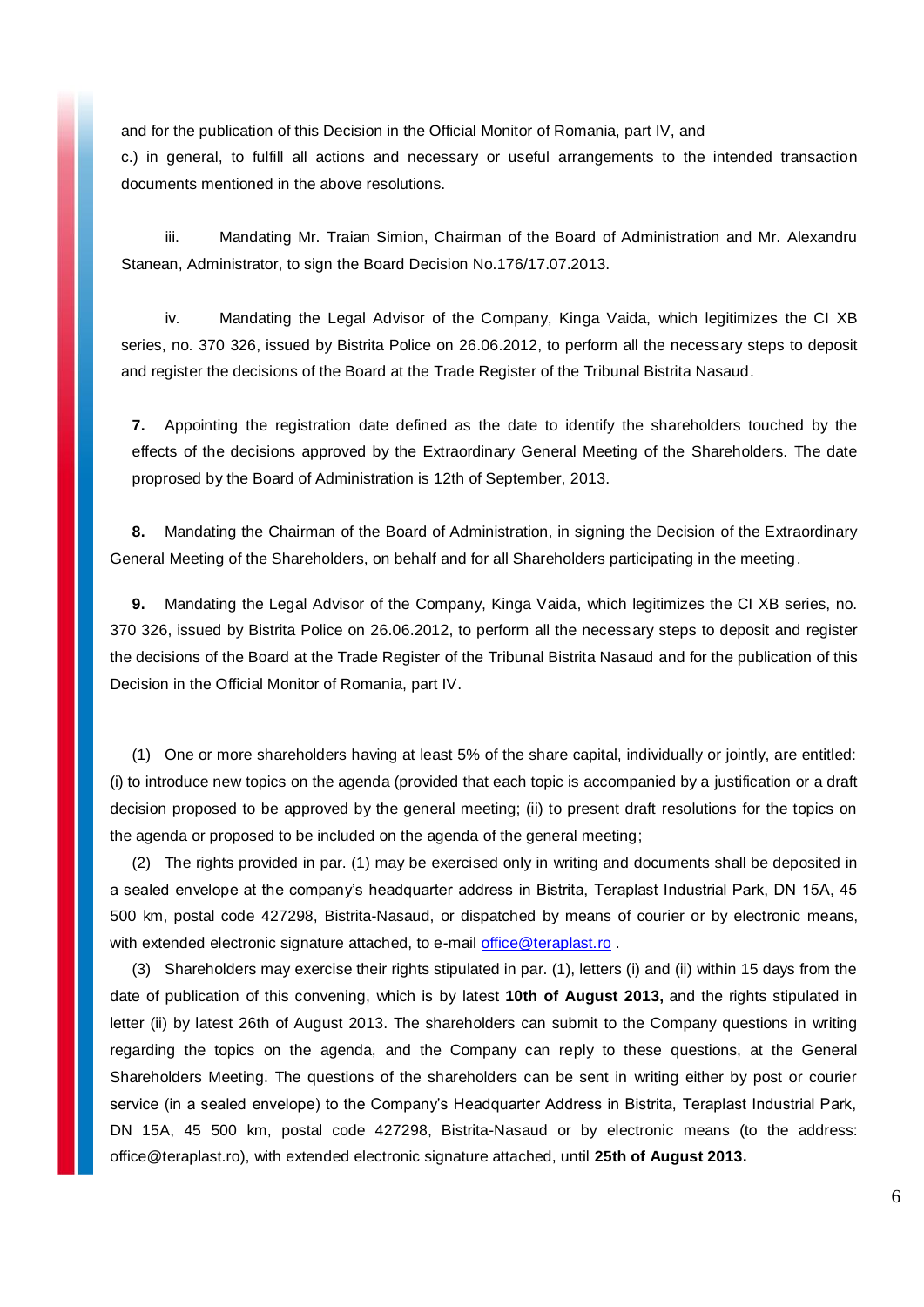and for the publication of this Decision in the Official Monitor of Romania, part IV, and

c.) in general, to fulfill all actions and necessary or useful arrangements to the intended transaction documents mentioned in the above resolutions.

iii. Mandating Mr. Traian Simion, Chairman of the Board of Administration and Mr. Alexandru Stanean, Administrator, to sign the Board Decision No.176/17.07.2013.

iv. Mandating the Legal Advisor of the Company, Kinga Vaida, which legitimizes the CI XB series, no. 370 326, issued by Bistrita Police on 26.06.2012, to perform all the necessary steps to deposit and register the decisions of the Board at the Trade Register of the Tribunal Bistrita Nasaud.

**7.** Appointing the registration date defined as the date to identify the shareholders touched by the effects of the decisions approved by the Extraordinary General Meeting of the Shareholders. The date proprosed by the Board of Administration is 12th of September, 2013.

**8.** Mandating the Chairman of the Board of Administration, in signing the Decision of the Extraordinary General Meeting of the Shareholders, on behalf and for all Shareholders participating in the meeting.

**9.** Mandating the Legal Advisor of the Company, Kinga Vaida, which legitimizes the CI XB series, no. 370 326, issued by Bistrita Police on 26.06.2012, to perform all the necessary steps to deposit and register the decisions of the Board at the Trade Register of the Tribunal Bistrita Nasaud and for the publication of this Decision in the Official Monitor of Romania, part IV.

(1) One or more shareholders having at least 5% of the share capital, individually or jointly, are entitled: (i) to introduce new topics on the agenda (provided that each topic is accompanied by a justification or a draft decision proposed to be approved by the general meeting; (ii) to present draft resolutions for the topics on the agenda or proposed to be included on the agenda of the general meeting;

(2) The rights provided in par. (1) may be exercised only in writing and documents shall be deposited in a sealed envelope at the company's headquarter address in Bistrita, Teraplast Industrial Park, DN 15A, 45 500 km, postal code 427298, Bistrita-Nasaud, or dispatched by means of courier or by electronic means, with extended electronic signature attached, to e-mail office@teraplast.ro .

(3) Shareholders may exercise their rights stipulated in par. (1), letters (i) and (ii) within 15 days from the date of publication of this convening, which is by latest **10th of August 2013,** and the rights stipulated in letter (ii) by latest 26th of August 2013. The shareholders can submit to the Company questions in writing regarding the topics on the agenda, and the Company can reply to these questions, at the General Shareholders Meeting. The questions of the shareholders can be sent in writing either by post or courier service (in a sealed envelope) to the Company's Headquarter Address in Bistrita, Teraplast Industrial Park, DN 15A, 45 500 km, postal code 427298, Bistrita-Nasaud or by electronic means (to the address: office@teraplast.ro), with extended electronic signature attached, until **25th of August 2013.**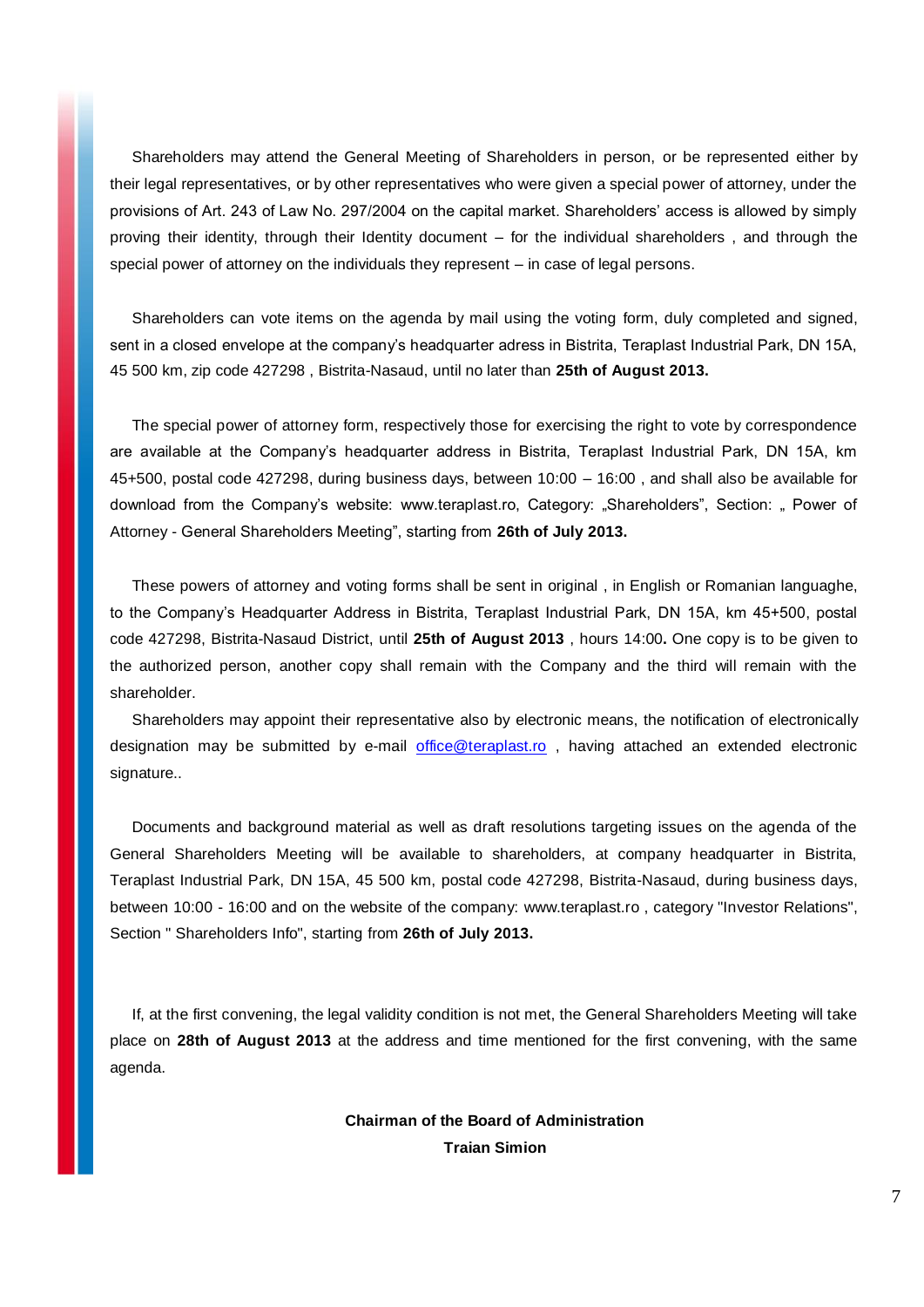Shareholders may attend the General Meeting of Shareholders in person, or be represented either by their legal representatives, or by other representatives who were given a special power of attorney, under the provisions of Art. 243 of Law No. 297/2004 on the capital market. Shareholders' access is allowed by simply proving their identity, through their Identity document – for the individual shareholders , and through the special power of attorney on the individuals they represent – in case of legal persons.

Shareholders can vote items on the agenda by mail using the voting form, duly completed and signed, sent in a closed envelope at the company's headquarter adress in Bistrita, Teraplast Industrial Park, DN 15A, 45 500 km, zip code 427298 , Bistrita-Nasaud, until no later than **25th of August 2013.**

The special power of attorney form, respectively those for exercising the right to vote by correspondence are available at the Company's headquarter address in Bistrita, Teraplast Industrial Park, DN 15A, km 45+500, postal code 427298, during business days, between 10:00 – 16:00 , and shall also be available for download from the Company's website: www.teraplast.ro, Category: „Shareholders", Section: „ Power of Attorney - General Shareholders Meeting", starting from **26th of July 2013.**

These powers of attorney and voting forms shall be sent in original , in English or Romanian languaghe, to the Company's Headquarter Address in Bistrita, Teraplast Industrial Park, DN 15A, km 45+500, postal code 427298, Bistrita-Nasaud District, until **25th of August 2013** , hours 14:00**.** One copy is to be given to the authorized person, another copy shall remain with the Company and the third will remain with the shareholder.

Shareholders may appoint their representative also by electronic means, the notification of electronically designation may be submitted by e-mail office@teraplast.ro , having attached an extended electronic signature..

Documents and background material as well as draft resolutions targeting issues on the agenda of the General Shareholders Meeting will be available to shareholders, at company headquarter in Bistrita, Teraplast Industrial Park, DN 15A, 45 500 km, postal code 427298, Bistrita-Nasaud, during business days, between 10:00 - 16:00 and on the website of the company: www.teraplast.ro , category "Investor Relations", Section " Shareholders Info", starting from **26th of July 2013.**

If, at the first convening, the legal validity condition is not met, the General Shareholders Meeting will take place on **28th of August 2013** at the address and time mentioned for the first convening, with the same agenda.

**Chairman of the Board of Administration**
**Traian Simion**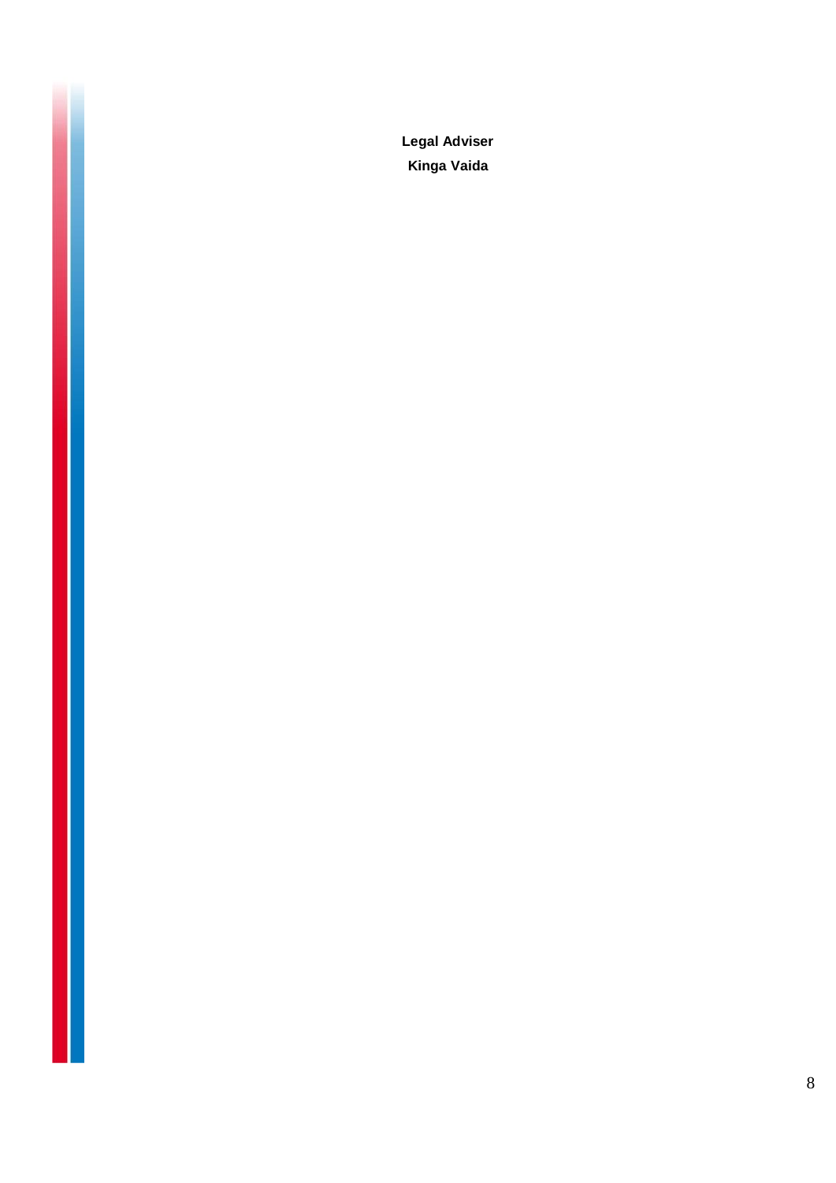**Legal Adviser**

**Kinga Vaida**